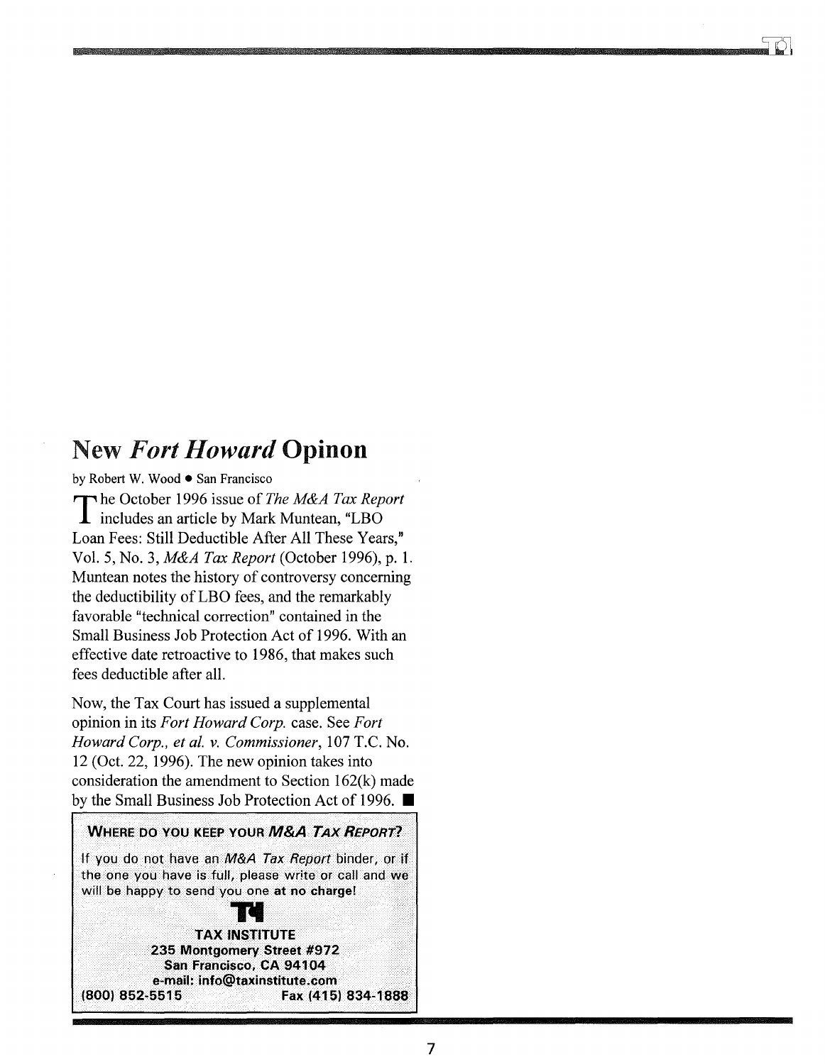# New *Fort Howard* Opinon

by Robert W. Wood • San Francisco

The October 1996 issue of *The M&A Tax Report* includes an article by Mark Muntean, "LBO Loan Fees: Still Deductible After All These Years," Vol. 5, No. 3, *M&A Tax Report* (October 1996), p. 1. Muntean notes the history of controversy concerning the deductibility of LBO fees, and the remarkably favorable "technical correction" contained in the Small Business Job Protection Act of 1996. With an effective date retroactive to 1986, that makes such fees deductible after all.

Now, the Tax Court has issued a supplemental opinion in its *Fort Howard Corp.* case. See *Fort Howard Corp., et al. v. Commissioner*, 107 T.C. No. 12 (Oct. 22, 1996). The new opinion takes into consideration the amendment to Section 162(k) made by the Small Business Job Protection Act of 1996. ■

**WHERE DO YOU KEEP YOUR *M&A TAX REPORT*?**

If you do not have an *M&A Tax Report* binder, or if the one you have is full, please write or call and we will be happy to send you one **at no charge!**

**TAX INSTITUTE**
**235 Montgomery Street #972**
**San Francisco, CA 94104**
**e-mail: info@taxinstitute.com**
**(800) 852-5515 Fax (415) 834-1888**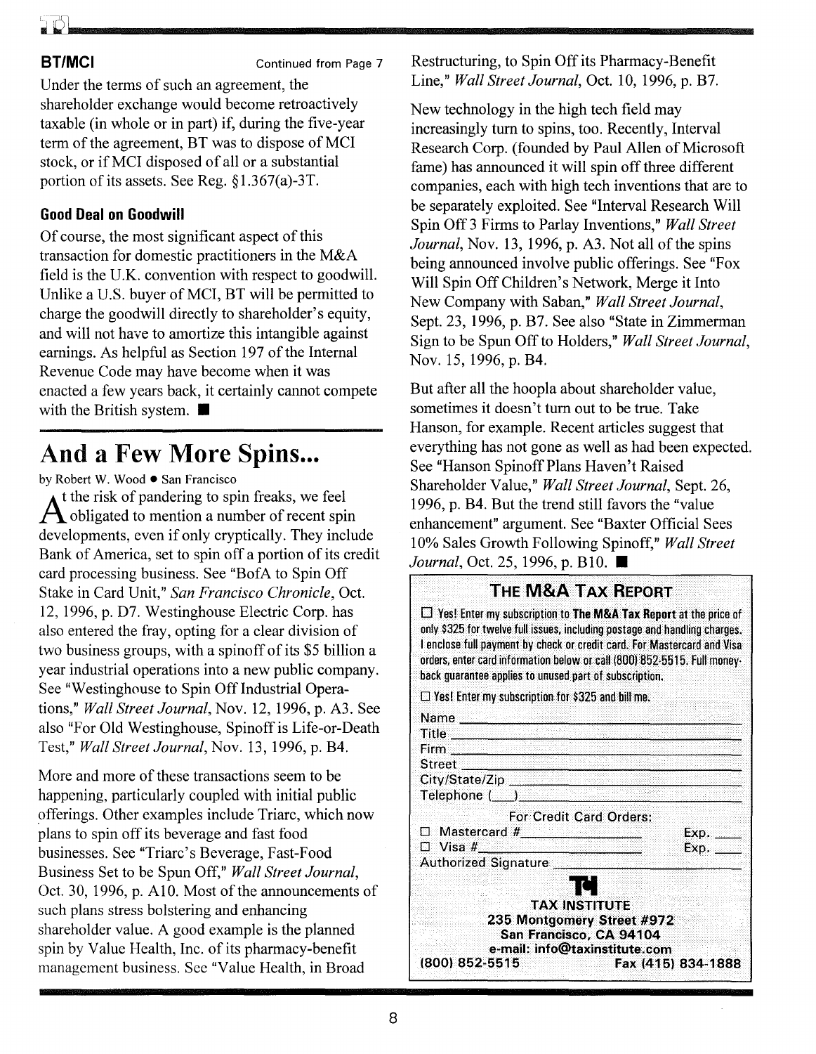**BT/MCI** Continued from Page 7

Under the terms of such an agreement, the shareholder exchange would become retroactively taxable (in whole or in part) if, during the five-year term of the agreement, BT was to dispose of MCI stock, or if MCI disposed of all or a substantial portion of its assets. See Reg. §1.367(a)-3T.

### Good Deal on Goodwill

Of course, the most significant aspect of this transaction for domestic practitioners in the M&A field is the U.K. convention with respect to goodwill. Unlike a U.S. buyer of MCI, BT will be permitted to charge the goodwill directly to shareholder's equity, and will not have to amortize this intangible against earnings. As helpful as Section 197 of the Internal Revenue Code may have become when it was enacted a few years back, it certainly cannot compete with the British system. ■

# And a Few More Spins...

by Robert W. Wood • San Francisco

At the risk of pandering to spin freaks, we feel obligated to mention a number of recent spin developments, even if only cryptically. They include Bank of America, set to spin off a portion of its credit card processing business. See "BofA to Spin Off Stake in Card Unit," *San Francisco Chronicle*, Oct. 12, 1996, p. D7. Westinghouse Electric Corp. has also entered the fray, opting for a clear division of two business groups, with a spinoff of its $5 billion a year industrial operations into a new public company. See "Westinghouse to Spin Off Industrial Operations," *Wall Street Journal*, Nov. 12, 1996, p. A3. See also "For Old Westinghouse, Spinoff is Life-or-Death Test," *Wall Street Journal*, Nov. 13, 1996, p. B4.

More and more of these transactions seem to be happening, particularly coupled with initial public offerings. Other examples include Triarc, which now plans to spin off its beverage and fast food businesses. See "Triarc's Beverage, Fast-Food Business Set to be Spun Off," *Wall Street Journal*, Oct. 30, 1996, p. A10. Most of the announcements of such plans stress bolstering and enhancing shareholder value. A good example is the planned spin by Value Health, Inc. of its pharmacy-benefit management business. See "Value Health, in Broad Restructuring, to Spin Off its Pharmacy-Benefit Line," *Wall Street Journal*, Oct. 10, 1996, p. B7.

New technology in the high tech field may increasingly turn to spins, too. Recently, Interval Research Corp. (founded by Paul Allen of Microsoft fame) has announced it will spin off three different companies, each with high tech inventions that are to be separately exploited. See "Interval Research Will Spin Off 3 Firms to Parlay Inventions," *Wall Street Journal*, Nov. 13, 1996, p. A3. Not all of the spins being announced involve public offerings. See "Fox Will Spin Off Children's Network, Merge it Into New Company with Saban," *Wall Street Journal*, Sept. 23, 1996, p. B7. See also "State in Zimmerman Sign to be Spun Off to Holders," *Wall Street Journal*, Nov. 15, 1996, p. B4.

But after all the hoopla about shareholder value, sometimes it doesn't turn out to be true. Take Hanson, for example. Recent articles suggest that everything has not gone as well as had been expected. See "Hanson Spinoff Plans Haven't Raised Shareholder Value," *Wall Street Journal*, Sept. 26, 1996, p. B4. But the trend still favors the "value enhancement" argument. See "Baxter Official Sees 10% Sales Growth Following Spinoff," *Wall Street Journal*, Oct. 25, 1996, p. B10. ■

## THE M&A TAX REPORT

☐ Yes! Enter my subscription to **The M&A Tax Report** at the price of only $325 for twelve full issues, including postage and handling charges. I enclose full payment by check or credit card. For Mastercard and Visa orders, enter card information below or call (800) 852-5515. Full money-back guarantee applies to unused part of subscription.

☐ Yes! Enter my subscription for $325 and bill me.

Name ______________________

Title ______________________

Firm ______________________

Street ______________________

City/State/Zip ______________________

Telephone (___) ______________________

For Credit Card Orders:

☐ Mastercard # ______________ Exp. ____

☐ Visa # ______________ Exp. ____

Authorized Signature ______________________

**TAX INSTITUTE**
**235 Montgomery Street #972**
**San Francisco, CA 94104**
**e-mail: info@taxinstitute.com**
**(800) 852-5515 Fax (415) 834-1888**